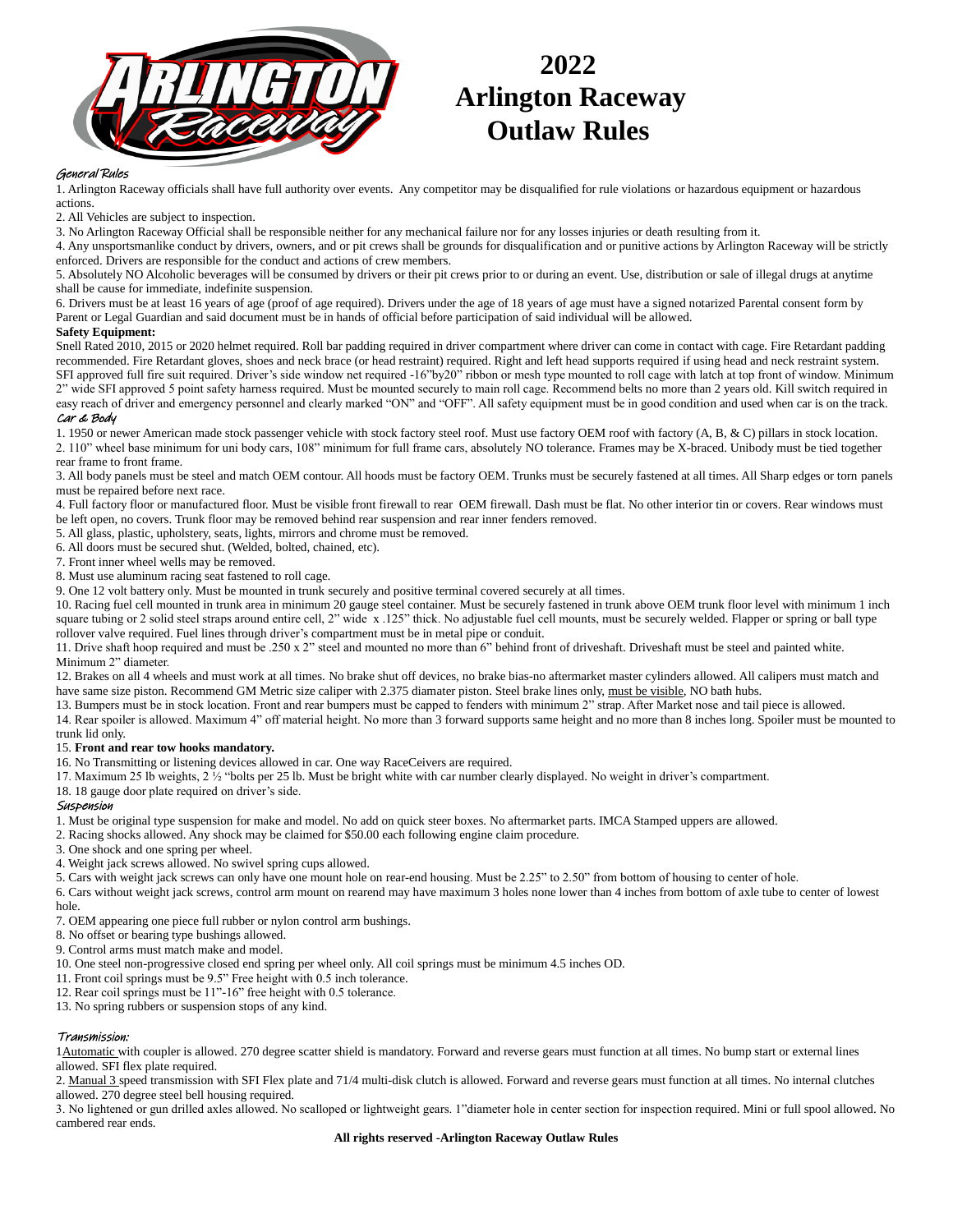# 2022 Arlington Raceway Outlaw Rules

### General Rules

1. Arlington Raceway officials shall have full authority over events. Any competitor may be disqualified for rule violations or hazardous equipment or hazardous actions.
2. All Vehicles are subject to inspection.
3. No Arlington Raceway Official shall be responsible neither for any mechanical failure nor for any losses injuries or death resulting from it.
4. Any unsportsmanlike conduct by drivers, owners, and or pit crews shall be grounds for disqualification and or punitive actions by Arlington Raceway will be strictly enforced. Drivers are responsible for the conduct and actions of crew members.
5. Absolutely NO Alcoholic beverages will be consumed by drivers or their pit crews prior to or during an event. Use, distribution or sale of illegal drugs at anytime shall be cause for immediate, indefinite suspension.
6. Drivers must be at least 16 years of age (proof of age required). Drivers under the age of 18 years of age must have a signed notarized Parental consent form by Parent or Legal Guardian and said document must be in hands of official before participation of said individual will be allowed.

**Safety Equipment:**

Snell Rated 2010, 2015 or 2020 helmet required. Roll bar padding required in driver compartment where driver can come in contact with cage. Fire Retardant padding recommended. Fire Retardant gloves, shoes and neck brace (or head restraint) required. Right and left head supports required if using head and neck restraint system. SFI approved full fire suit required. Driver's side window net required -16"by20" ribbon or mesh type mounted to roll cage with latch at top front of window. Minimum 2" wide SFI approved 5 point safety harness required. Must be mounted securely to main roll cage. Recommend belts no more than 2 years old. Kill switch required in easy reach of driver and emergency personnel and clearly marked "ON" and "OFF". All safety equipment must be in good condition and used when car is on the track.

### Car & Body

1. 1950 or newer American made stock passenger vehicle with stock factory steel roof. Must use factory OEM roof with factory (A, B, & C) pillars in stock location.
2. 110" wheel base minimum for uni body cars, 108" minimum for full frame cars, absolutely NO tolerance. Frames may be X-braced. Unibody must be tied together rear frame to front frame.
3. All body panels must be steel and match OEM contour. All hoods must be factory OEM. Trunks must be securely fastened at all times. All Sharp edges or torn panels must be repaired before next race.
4. Full factory floor or manufactured floor. Must be visible front firewall to rear OEM firewall. Dash must be flat. No other interior tin or covers. Rear windows must be left open, no covers. Trunk floor may be removed behind rear suspension and rear inner fenders removed.
5. All glass, plastic, upholstery, seats, lights, mirrors and chrome must be removed.
6. All doors must be secured shut. (Welded, bolted, chained, etc).
7. Front inner wheel wells may be removed.
8. Must use aluminum racing seat fastened to roll cage.
9. One 12 volt battery only. Must be mounted in trunk securely and positive terminal covered securely at all times.
10. Racing fuel cell mounted in trunk area in minimum 20 gauge steel container. Must be securely fastened in trunk above OEM trunk floor level with minimum 1 inch square tubing or 2 solid steel straps around entire cell, 2" wide x .125" thick. No adjustable fuel cell mounts, must be securely welded. Flapper or spring or ball type rollover valve required. Fuel lines through driver's compartment must be in metal pipe or conduit.
11. Drive shaft hoop required and must be .250 x 2" steel and mounted no more than 6" behind front of driveshaft. Driveshaft must be steel and painted white. Minimum 2" diameter.
12. Brakes on all 4 wheels and must work at all times. No brake shut off devices, no brake bias-no aftermarket master cylinders allowed. All calipers must match and have same size piston. Recommend GM Metric size caliper with 2.375 diamater piston. Steel brake lines only, <u>must be visible</u>, NO bath hubs.
13. Bumpers must be in stock location. Front and rear bumpers must be capped to fenders with minimum 2" strap. After Market nose and tail piece is allowed.
14. Rear spoiler is allowed. Maximum 4" off material height. No more than 3 forward supports same height and no more than 8 inches long. Spoiler must be mounted to trunk lid only.
15. **Front and rear tow hooks mandatory.**
16. No Transmitting or listening devices allowed in car. One way RaceCeivers are required.
17. Maximum 25 lb weights, 2 ½ "bolts per 25 lb. Must be bright white with car number clearly displayed. No weight in driver's compartment.
18. 18 gauge door plate required on driver's side.

### Suspension

1. Must be original type suspension for make and model. No add on quick steer boxes. No aftermarket parts. IMCA Stamped uppers are allowed.
2. Racing shocks allowed. Any shock may be claimed for $50.00 each following engine claim procedure.
3. One shock and one spring per wheel.
4. Weight jack screws allowed. No swivel spring cups allowed.
5. Cars with weight jack screws can only have one mount hole on rear-end housing. Must be 2.25" to 2.50" from bottom of housing to center of hole.
6. Cars without weight jack screws, control arm mount on rearend may have maximum 3 holes none lower than 4 inches from bottom of axle tube to center of lowest hole.
7. OEM appearing one piece full rubber or nylon control arm bushings.
8. No offset or bearing type bushings allowed.
9. Control arms must match make and model.
10. One steel non-progressive closed end spring per wheel only. All coil springs must be minimum 4.5 inches OD.
11. Front coil springs must be 9.5" Free height with 0.5 inch tolerance.
12. Rear coil springs must be 11"-16" free height with 0.5 tolerance.
13. No spring rubbers or suspension stops of any kind.

### Transmission:

1 <u>Automatic</u> with coupler is allowed. 270 degree scatter shield is mandatory. Forward and reverse gears must function at all times. No bump start or external lines allowed. SFI flex plate required.

2. <u>Manual 3</u> speed transmission with SFI Flex plate and 71/4 multi-disk clutch is allowed. Forward and reverse gears must function at all times. No internal clutches allowed. 270 degree steel bell housing required.

3. No lightened or gun drilled axles allowed. No scalloped or lightweight gears. 1"diameter hole in center section for inspection required. Mini or full spool allowed. No cambered rear ends.

**All rights reserved -Arlington Raceway Outlaw Rules**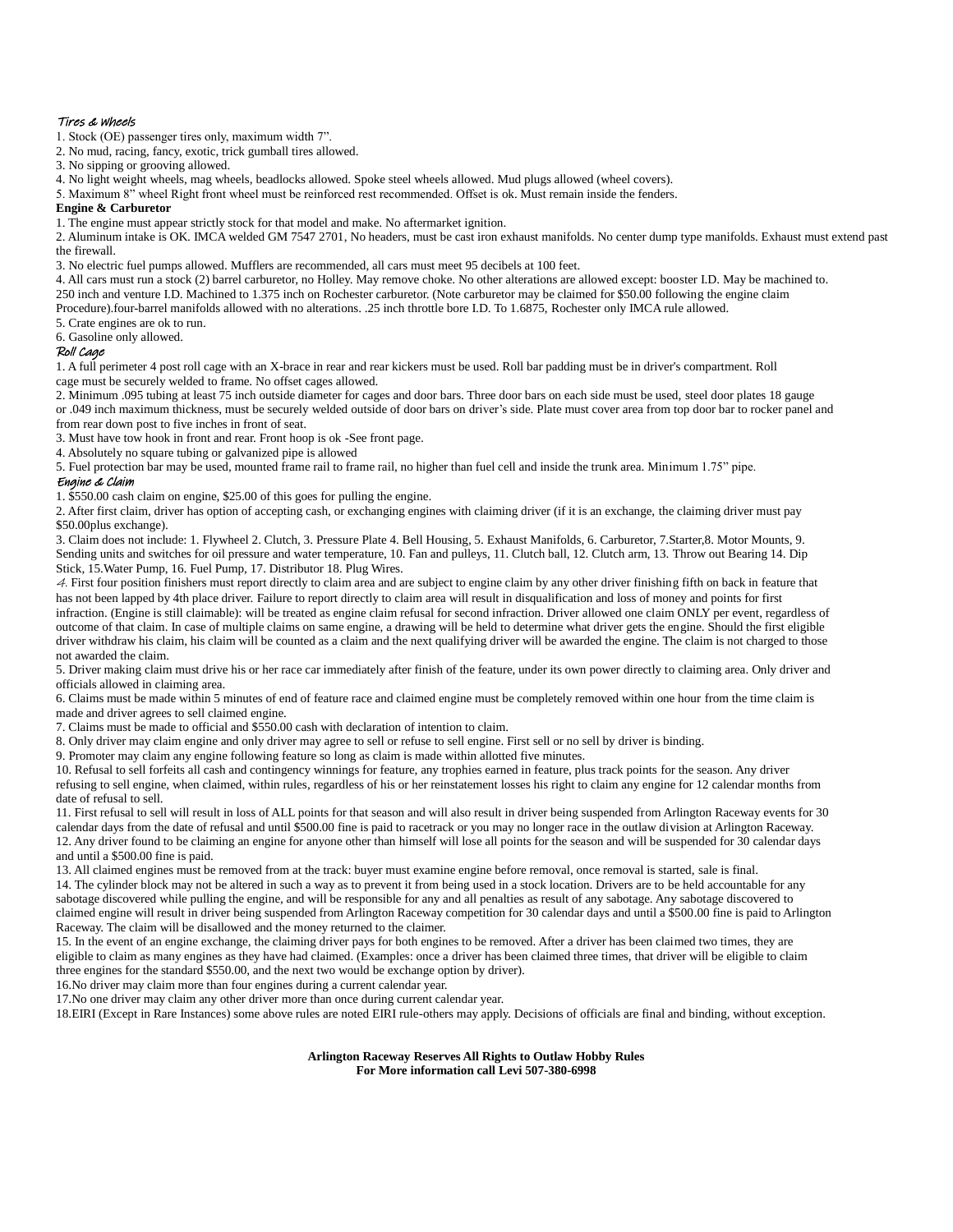*Tires & Wheels*

1. Stock (OE) passenger tires only, maximum width 7".
2. No mud, racing, fancy, exotic, trick gumball tires allowed.
3. No sipping or grooving allowed.
4. No light weight wheels, mag wheels, beadlocks allowed. Spoke steel wheels allowed. Mud plugs allowed (wheel covers).
5. Maximum 8" wheel Right front wheel must be reinforced rest recommended. Offset is ok. Must remain inside the fenders.

**Engine & Carburetor**

1. The engine must appear strictly stock for that model and make. No aftermarket ignition.
2. Aluminum intake is OK. IMCA welded GM 7547 2701, No headers, must be cast iron exhaust manifolds. No center dump type manifolds. Exhaust must extend past the firewall.
3. No electric fuel pumps allowed. Mufflers are recommended, all cars must meet 95 decibels at 100 feet.
4. All cars must run a stock (2) barrel carburetor, no Holley. May remove choke. No other alterations are allowed except: booster I.D. May be machined to. 250 inch and venture I.D. Machined to 1.375 inch on Rochester carburetor. (Note carburetor may be claimed for $50.00 following the engine claim Procedure).four-barrel manifolds allowed with no alterations. .25 inch throttle bore I.D. To 1.6875, Rochester only IMCA rule allowed.
5. Crate engines are ok to run.
6. Gasoline only allowed.

*Roll Cage*

1. A full perimeter 4 post roll cage with an X-brace in rear and rear kickers must be used. Roll bar padding must be in driver's compartment. Roll cage must be securely welded to frame. No offset cages allowed.
2. Minimum .095 tubing at least 75 inch outside diameter for cages and door bars. Three door bars on each side must be used, steel door plates 18 gauge or .049 inch maximum thickness, must be securely welded outside of door bars on driver's side. Plate must cover area from top door bar to rocker panel and from rear down post to five inches in front of seat.
3. Must have tow hook in front and rear. Front hoop is ok -See front page.
4. Absolutely no square tubing or galvanized pipe is allowed
5. Fuel protection bar may be used, mounted frame rail to frame rail, no higher than fuel cell and inside the trunk area. Minimum 1.75" pipe.

*Engine & Claim*

1. $550.00 cash claim on engine, $25.00 of this goes for pulling the engine.
2. After first claim, driver has option of accepting cash, or exchanging engines with claiming driver (if it is an exchange, the claiming driver must pay $50.00plus exchange).
3. Claim does not include: 1. Flywheel 2. Clutch, 3. Pressure Plate 4. Bell Housing, 5. Exhaust Manifolds, 6. Carburetor, 7.Starter,8. Motor Mounts, 9. Sending units and switches for oil pressure and water temperature, 10. Fan and pulleys, 11. Clutch ball, 12. Clutch arm, 13. Throw out Bearing 14. Dip Stick, 15.Water Pump, 16. Fuel Pump, 17. Distributor 18. Plug Wires.
4. First four position finishers must report directly to claim area and are subject to engine claim by any other driver finishing fifth on back in feature that has not been lapped by 4th place driver. Failure to report directly to claim area will result in disqualification and loss of money and points for first infraction. (Engine is still claimable): will be treated as engine claim refusal for second infraction. Driver allowed one claim ONLY per event, regardless of outcome of that claim. In case of multiple claims on same engine, a drawing will be held to determine what driver gets the engine. Should the first eligible driver withdraw his claim, his claim will be counted as a claim and the next qualifying driver will be awarded the engine. The claim is not charged to those not awarded the claim.
5. Driver making claim must drive his or her race car immediately after finish of the feature, under its own power directly to claiming area. Only driver and officials allowed in claiming area.
6. Claims must be made within 5 minutes of end of feature race and claimed engine must be completely removed within one hour from the time claim is made and driver agrees to sell claimed engine.
7. Claims must be made to official and $550.00 cash with declaration of intention to claim.
8. Only driver may claim engine and only driver may agree to sell or refuse to sell engine. First sell or no sell by driver is binding.
9. Promoter may claim any engine following feature so long as claim is made within allotted five minutes.
10. Refusal to sell forfeits all cash and contingency winnings for feature, any trophies earned in feature, plus track points for the season. Any driver refusing to sell engine, when claimed, within rules, regardless of his or her reinstatement losses his right to claim any engine for 12 calendar months from date of refusal to sell.
11. First refusal to sell will result in loss of ALL points for that season and will also result in driver being suspended from Arlington Raceway events for 30 calendar days from the date of refusal and until $500.00 fine is paid to racetrack or you may no longer race in the outlaw division at Arlington Raceway.
12. Any driver found to be claiming an engine for anyone other than himself will lose all points for the season and will be suspended for 30 calendar days and until a $500.00 fine is paid.
13. All claimed engines must be removed from at the track: buyer must examine engine before removal, once removal is started, sale is final.
14. The cylinder block may not be altered in such a way as to prevent it from being used in a stock location. Drivers are to be held accountable for any sabotage discovered while pulling the engine, and will be responsible for any and all penalties as result of any sabotage. Any sabotage discovered to claimed engine will result in driver being suspended from Arlington Raceway competition for 30 calendar days and until a $500.00 fine is paid to Arlington Raceway. The claim will be disallowed and the money returned to the claimer.
15. In the event of an engine exchange, the claiming driver pays for both engines to be removed. After a driver has been claimed two times, they are eligible to claim as many engines as they have had claimed. (Examples: once a driver has been claimed three times, that driver will be eligible to claim three engines for the standard $550.00, and the next two would be exchange option by driver).
16. No driver may claim more than four engines during a current calendar year.
17. No one driver may claim any other driver more than once during current calendar year.
18. EIRI (Except in Rare Instances) some above rules are noted EIRI rule-others may apply. Decisions of officials are final and binding, without exception.

**Arlington Raceway Reserves All Rights to Outlaw Hobby Rules**
**For More information call Levi 507-380-6998**